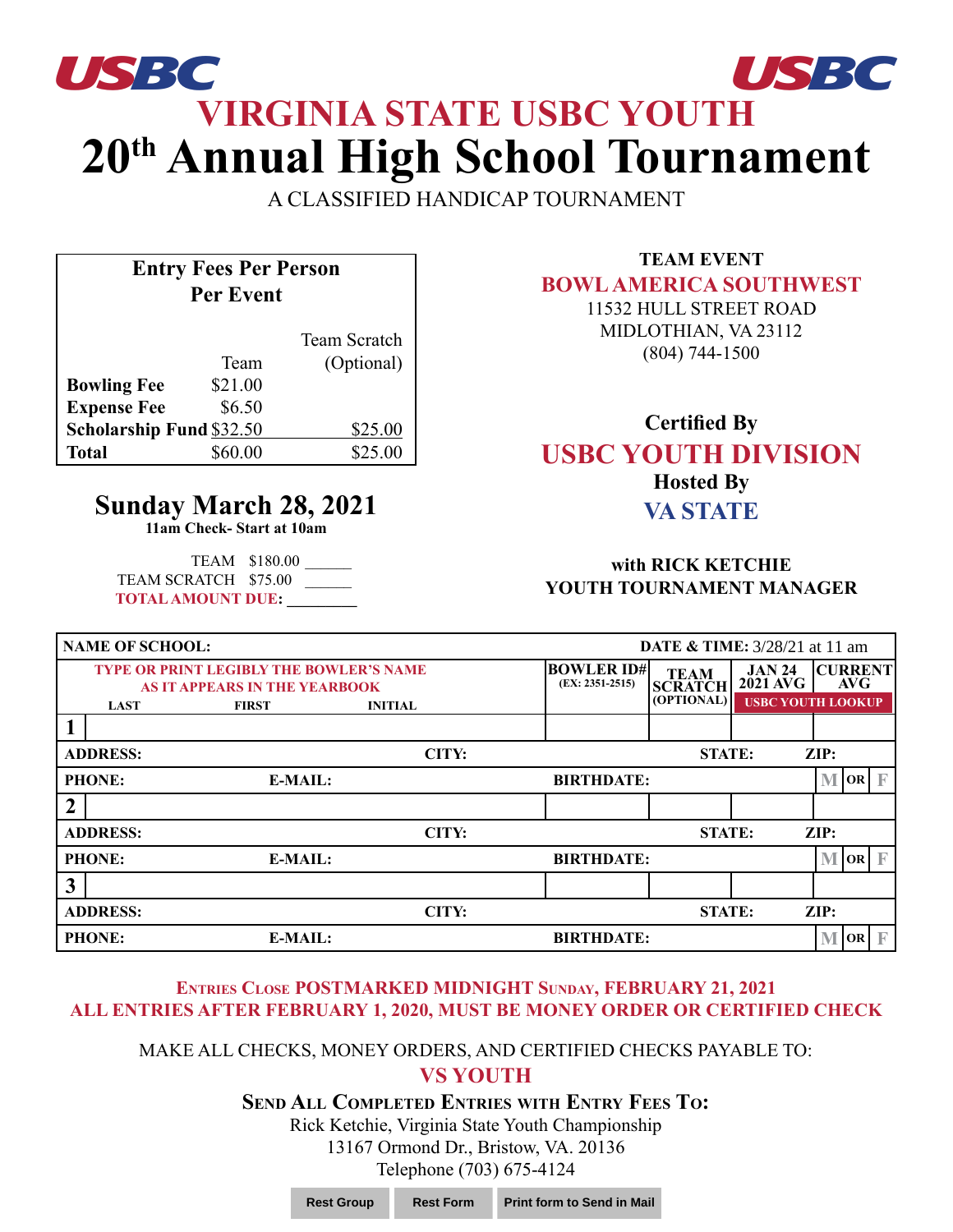USBC USBC

# VIRGINIA STATE USBC YOUTH

# 20th Annual High School Tournament

A CLASSIFIED HANDICAP TOURNAMENT

**Entry Fees Per Person Per Event**

| | Team | Team Scratch (Optional) |
|---|---|---|
| **Bowling Fee** | $21.00 | |
| **Expense Fee** | $6.50 | |
| **Scholarship Fund** | $32.50 | $25.00 |
| **Total** | $60.00 | $25.00 |

## Sunday March 28, 2021

**11am Check- Start at 10am**

TEAM $180.00 ______

TEAM SCRATCH $75.00 ______

TOTAL AMOUNT DUE: ________

**TEAM EVENT**

**BOWL AMERICA SOUTHWEST**

11532 HULL STREET ROAD

MIDLOTHIAN, VA 23112

(804) 744-1500

**Certified By**

**USBC YOUTH DIVISION**

**Hosted By**

**VA STATE**

**with RICK KETCHIE**

**YOUTH TOURNAMENT MANAGER**

**NAME OF SCHOOL:** **DATE & TIME:** 3/28/21 at 11 am

| TYPE OR PRINT LEGIBLY THE BOWLER'S NAME AS IT APPEARS IN THE YEARBOOK (LAST / FIRST / INITIAL) | BOWLER ID# (EX: 2351-2515) | TEAM SCRATCH (OPTIONAL) | JAN 24 2021 AVG | CURRENT AVG (USBC YOUTH LOOKUP) |
|---|---|---|---|---|
| 1 | | | | |
| ADDRESS: CITY: STATE: ZIP: | | | | |
| PHONE: E-MAIL: BIRTHDATE: | | | | M OR F |
| 2 | | | | |
| ADDRESS: CITY: STATE: ZIP: | | | | |
| PHONE: E-MAIL: BIRTHDATE: | | | | M OR F |
| 3 | | | | |
| ADDRESS: CITY: STATE: ZIP: | | | | |
| PHONE: E-MAIL: BIRTHDATE: | | | | M OR F |

**ENTRIES CLOSE POSTMARKED MIDNIGHT SUNDAY, FEBRUARY 21, 2021**

**ALL ENTRIES AFTER FEBRUARY 1, 2020, MUST BE MONEY ORDER OR CERTIFIED CHECK**

MAKE ALL CHECKS, MONEY ORDERS, AND CERTIFIED CHECKS PAYABLE TO:

**VS YOUTH**

**SEND ALL COMPLETED ENTRIES WITH ENTRY FEES TO:**

Rick Ketchie, Virginia State Youth Championship

13167 Ormond Dr., Bristow, VA. 20136

Telephone (703) 675-4124

Rest Group | Rest Form | Print form to Send in Mail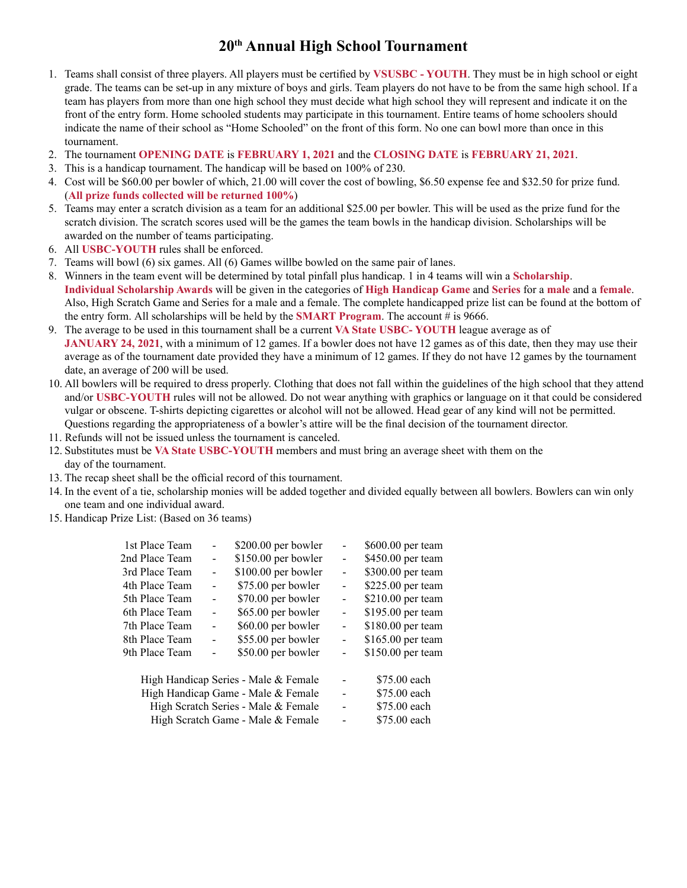# 20th Annual High School Tournament

1. Teams shall consist of three players. All players must be certified by **VSUSBC - YOUTH**. They must be in high school or eight grade. The teams can be set-up in any mixture of boys and girls. Team players do not have to be from the same high school. If a team has players from more than one high school they must decide what high school they will represent and indicate it on the front of the entry form. Home schooled students may participate in this tournament. Entire teams of home schoolers should indicate the name of their school as "Home Schooled" on the front of this form. No one can bowl more than once in this tournament.
2. The tournament **OPENING DATE** is **FEBRUARY 1, 2021** and the **CLOSING DATE** is **FEBRUARY 21, 2021**.
3. This is a handicap tournament. The handicap will be based on 100% of 230.
4. Cost will be $60.00 per bowler of which, 21.00 will cover the cost of bowling, $6.50 expense fee and $32.50 for prize fund. (**All prize funds collected will be returned 100%**)
5. Teams may enter a scratch division as a team for an additional $25.00 per bowler. This will be used as the prize fund for the scratch division. The scratch scores used will be the games the team bowls in the handicap division. Scholarships will be awarded on the number of teams participating.
6. All **USBC-YOUTH** rules shall be enforced.
7. Teams will bowl (6) six games. All (6) Games willbe bowled on the same pair of lanes.
8. Winners in the team event will be determined by total pinfall plus handicap. 1 in 4 teams will win a **Scholarship**. **Individual Scholarship Awards** will be given in the categories of **High Handicap Game** and **Series** for a **male** and a **female**. Also, High Scratch Game and Series for a male and a female. The complete handicapped prize list can be found at the bottom of the entry form. All scholarships will be held by the **SMART Program**. The account # is 9666.
9. The average to be used in this tournament shall be a current **VA State USBC- YOUTH** league average as of **JANUARY 24, 2021**, with a minimum of 12 games. If a bowler does not have 12 games as of this date, then they may use their average as of the tournament date provided they have a minimum of 12 games. If they do not have 12 games by the tournament date, an average of 200 will be used.
10. All bowlers will be required to dress properly. Clothing that does not fall within the guidelines of the high school that they attend and/or **USBC-YOUTH** rules will not be allowed. Do not wear anything with graphics or language on it that could be considered vulgar or obscene. T-shirts depicting cigarettes or alcohol will not be allowed. Head gear of any kind will not be permitted. Questions regarding the appropriateness of a bowler's attire will be the final decision of the tournament director.
11. Refunds will not be issued unless the tournament is canceled.
12. Substitutes must be **VA State USBC-YOUTH** members and must bring an average sheet with them on the day of the tournament.
13. The recap sheet shall be the official record of this tournament.
14. In the event of a tie, scholarship monies will be added together and divided equally between all bowlers. Bowlers can win only one team and one individual award.
15. Handicap Prize List: (Based on 36 teams)

| | | | | |
|---|---|---|---|---|
| 1st Place Team | - | $200.00 per bowler | - | $600.00 per team |
| 2nd Place Team | - | $150.00 per bowler | - | $450.00 per team |
| 3rd Place Team | - | $100.00 per bowler | - | $300.00 per team |
| 4th Place Team | - | $75.00 per bowler | - | $225.00 per team |
| 5th Place Team | - | $70.00 per bowler | - | $210.00 per team |
| 6th Place Team | - | $65.00 per bowler | - | $195.00 per team |
| 7th Place Team | - | $60.00 per bowler | - | $180.00 per team |
| 8th Place Team | - | $55.00 per bowler | - | $165.00 per team |
| 9th Place Team | - | $50.00 per bowler | - | $150.00 per team |

| | | |
|---|---|---|
| High Handicap Series - Male & Female | - | $75.00 each |
| High Handicap Game - Male & Female | - | $75.00 each |
| High Scratch Series - Male & Female | - | $75.00 each |
| High Scratch Game - Male & Female | - | $75.00 each |